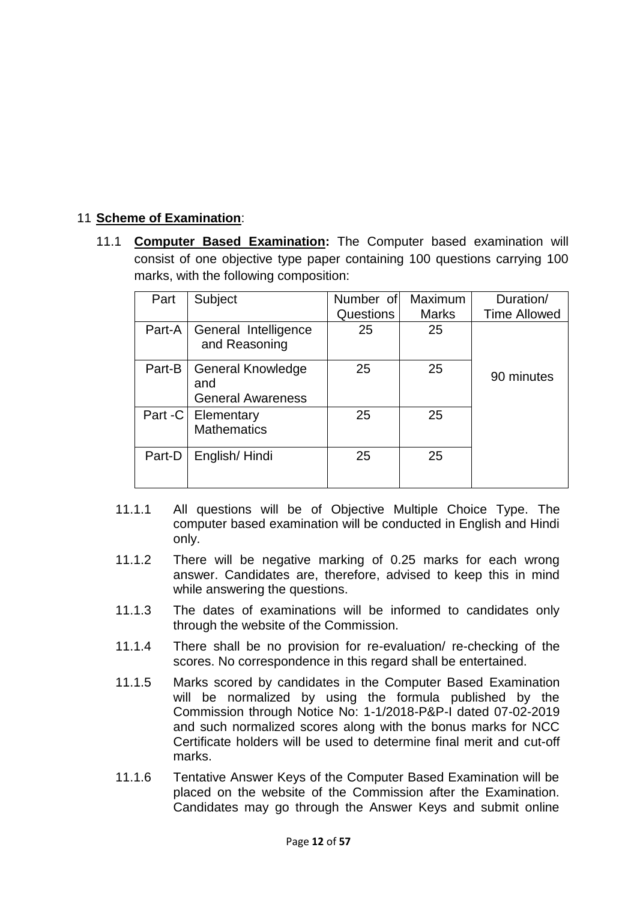## 11 **Scheme of Examination**:

11.1 **Computer Based Examination:** The Computer based examination will consist of one objective type paper containing 100 questions carrying 100 marks, with the following composition:

| Part | Subject | Number of Questions | Maximum Marks | Duration/ Time Allowed |
|---|---|---|---|---|
| Part-A | General Intelligence and Reasoning | 25 | 25 | 90 minutes |
| Part-B | General Knowledge and General Awareness | 25 | 25 | |
| Part -C | Elementary Mathematics | 25 | 25 | |
| Part-D | English/ Hindi | 25 | 25 | |

11.1.1 All questions will be of Objective Multiple Choice Type. The computer based examination will be conducted in English and Hindi only.

11.1.2 There will be negative marking of 0.25 marks for each wrong answer. Candidates are, therefore, advised to keep this in mind while answering the questions.

11.1.3 The dates of examinations will be informed to candidates only through the website of the Commission.

11.1.4 There shall be no provision for re-evaluation/ re-checking of the scores. No correspondence in this regard shall be entertained.

11.1.5 Marks scored by candidates in the Computer Based Examination will be normalized by using the formula published by the Commission through Notice No: 1-1/2018-P&P-I dated 07-02-2019 and such normalized scores along with the bonus marks for NCC Certificate holders will be used to determine final merit and cut-off marks.

11.1.6 Tentative Answer Keys of the Computer Based Examination will be placed on the website of the Commission after the Examination. Candidates may go through the Answer Keys and submit online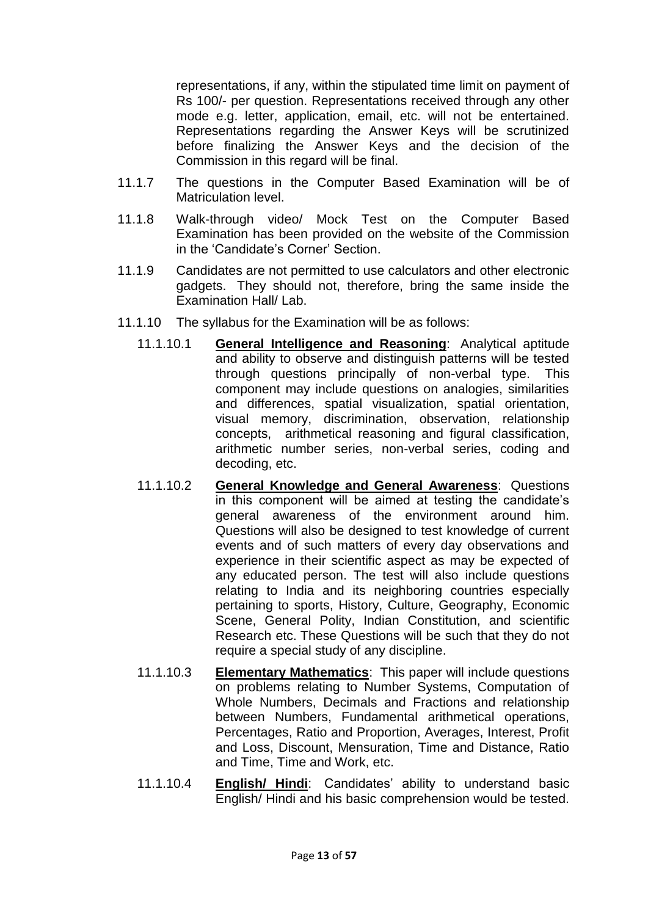representations, if any, within the stipulated time limit on payment of Rs 100/- per question. Representations received through any other mode e.g. letter, application, email, etc. will not be entertained. Representations regarding the Answer Keys will be scrutinized before finalizing the Answer Keys and the decision of the Commission in this regard will be final.

11.1.7 The questions in the Computer Based Examination will be of Matriculation level.

11.1.8 Walk-through video/ Mock Test on the Computer Based Examination has been provided on the website of the Commission in the 'Candidate's Corner' Section.

11.1.9 Candidates are not permitted to use calculators and other electronic gadgets. They should not, therefore, bring the same inside the Examination Hall/ Lab.

11.1.10 The syllabus for the Examination will be as follows:

11.1.10.1 **General Intelligence and Reasoning**: Analytical aptitude and ability to observe and distinguish patterns will be tested through questions principally of non-verbal type. This component may include questions on analogies, similarities and differences, spatial visualization, spatial orientation, visual memory, discrimination, observation, relationship concepts, arithmetical reasoning and figural classification, arithmetic number series, non-verbal series, coding and decoding, etc.

11.1.10.2 **General Knowledge and General Awareness**: Questions in this component will be aimed at testing the candidate's general awareness of the environment around him. Questions will also be designed to test knowledge of current events and of such matters of every day observations and experience in their scientific aspect as may be expected of any educated person. The test will also include questions relating to India and its neighboring countries especially pertaining to sports, History, Culture, Geography, Economic Scene, General Polity, Indian Constitution, and scientific Research etc. These Questions will be such that they do not require a special study of any discipline.

11.1.10.3 **Elementary Mathematics**: This paper will include questions on problems relating to Number Systems, Computation of Whole Numbers, Decimals and Fractions and relationship between Numbers, Fundamental arithmetical operations, Percentages, Ratio and Proportion, Averages, Interest, Profit and Loss, Discount, Mensuration, Time and Distance, Ratio and Time, Time and Work, etc.

11.1.10.4 **English/ Hindi**: Candidates' ability to understand basic English/ Hindi and his basic comprehension would be tested.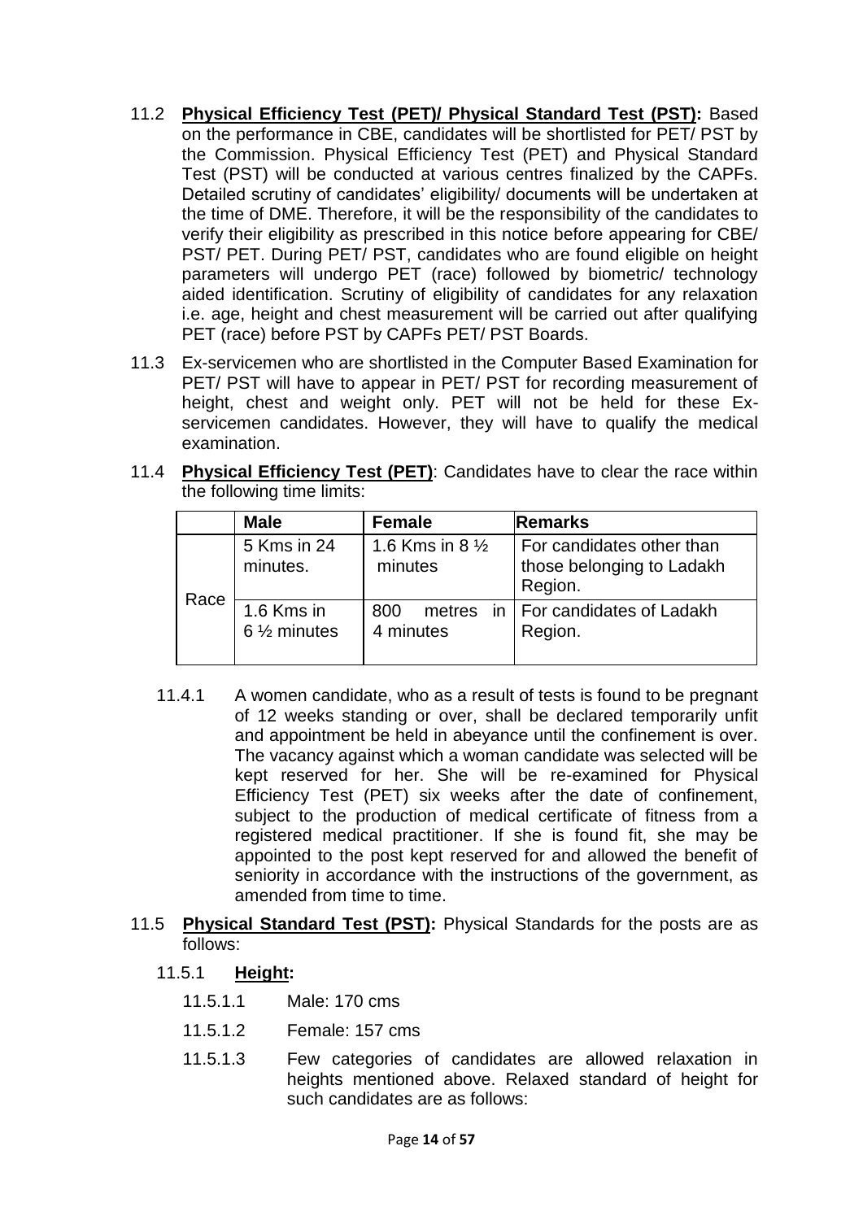11.2 **Physical Efficiency Test (PET)/ Physical Standard Test (PST):** Based on the performance in CBE, candidates will be shortlisted for PET/ PST by the Commission. Physical Efficiency Test (PET) and Physical Standard Test (PST) will be conducted at various centres finalized by the CAPFs. Detailed scrutiny of candidates' eligibility/ documents will be undertaken at the time of DME. Therefore, it will be the responsibility of the candidates to verify their eligibility as prescribed in this notice before appearing for CBE/ PST/ PET. During PET/ PST, candidates who are found eligible on height parameters will undergo PET (race) followed by biometric/ technology aided identification. Scrutiny of eligibility of candidates for any relaxation i.e. age, height and chest measurement will be carried out after qualifying PET (race) before PST by CAPFs PET/ PST Boards.

11.3 Ex-servicemen who are shortlisted in the Computer Based Examination for PET/ PST will have to appear in PET/ PST for recording measurement of height, chest and weight only. PET will not be held for these Ex-servicemen candidates. However, they will have to qualify the medical examination.

11.4 **Physical Efficiency Test (PET)**: Candidates have to clear the race within the following time limits:

| | Male | Female | Remarks |
|---|---|---|---|
| Race | 5 Kms in 24 minutes. | 1.6 Kms in 8 ½ minutes | For candidates other than those belonging to Ladakh Region. |
| | 1.6 Kms in 6 ½ minutes | 800 metres in 4 minutes | For candidates of Ladakh Region. |

11.4.1 A women candidate, who as a result of tests is found to be pregnant of 12 weeks standing or over, shall be declared temporarily unfit and appointment be held in abeyance until the confinement is over. The vacancy against which a woman candidate was selected will be kept reserved for her. She will be re-examined for Physical Efficiency Test (PET) six weeks after the date of confinement, subject to the production of medical certificate of fitness from a registered medical practitioner. If she is found fit, she may be appointed to the post kept reserved for and allowed the benefit of seniority in accordance with the instructions of the government, as amended from time to time.

11.5 **Physical Standard Test (PST):** Physical Standards for the posts are as follows:

11.5.1 **Height:**

11.5.1.1 Male: 170 cms

11.5.1.2 Female: 157 cms

11.5.1.3 Few categories of candidates are allowed relaxation in heights mentioned above. Relaxed standard of height for such candidates are as follows: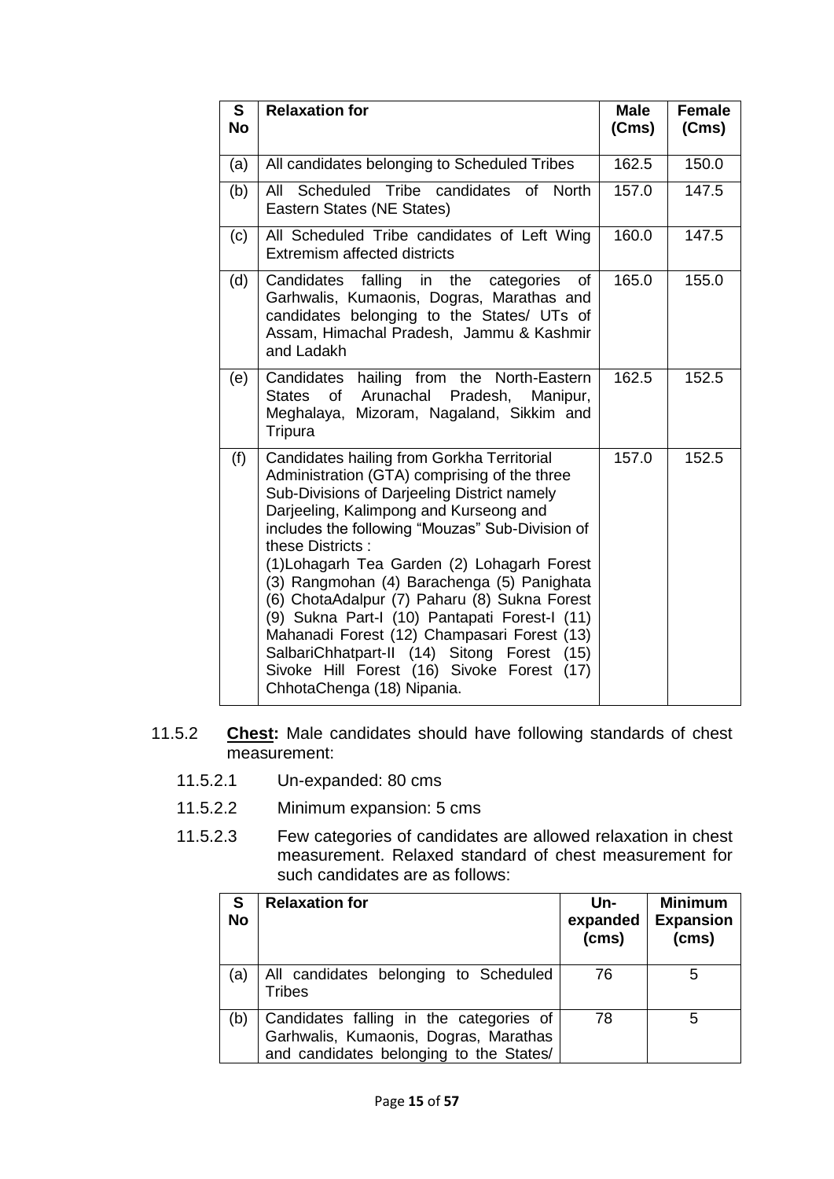| S No | Relaxation for | Male (Cms) | Female (Cms) |
|---|---|---|---|
| (a) | All candidates belonging to Scheduled Tribes | 162.5 | 150.0 |
| (b) | All Scheduled Tribe candidates of North Eastern States (NE States) | 157.0 | 147.5 |
| (c) | All Scheduled Tribe candidates of Left Wing Extremism affected districts | 160.0 | 147.5 |
| (d) | Candidates falling in the categories of Garhwalis, Kumaonis, Dogras, Marathas and candidates belonging to the States/ UTs of Assam, Himachal Pradesh, Jammu & Kashmir and Ladakh | 165.0 | 155.0 |
| (e) | Candidates hailing from the North-Eastern States of Arunachal Pradesh, Manipur, Meghalaya, Mizoram, Nagaland, Sikkim and Tripura | 162.5 | 152.5 |
| (f) | Candidates hailing from Gorkha Territorial Administration (GTA) comprising of the three Sub-Divisions of Darjeeling District namely Darjeeling, Kalimpong and Kurseong and includes the following "Mouzas" Sub-Division of these Districts : (1)Lohagarh Tea Garden (2) Lohagarh Forest (3) Rangmohan (4) Barachenga (5) Panighata (6) ChotaAdalpur (7) Paharu (8) Sukna Forest (9) Sukna Part-I (10) Pantapati Forest-I (11) Mahanadi Forest (12) Champasari Forest (13) SalbariChhatpart-II (14) Sitong Forest (15) Sivoke Hill Forest (16) Sivoke Forest (17) ChhotaChenga (18) Nipania. | 157.0 | 152.5 |

11.5.2 **Chest:** Male candidates should have following standards of chest measurement:

11.5.2.1 Un-expanded: 80 cms

11.5.2.2 Minimum expansion: 5 cms

11.5.2.3 Few categories of candidates are allowed relaxation in chest measurement. Relaxed standard of chest measurement for such candidates are as follows:

| S No | Relaxation for | Un-expanded (cms) | Minimum Expansion (cms) |
|---|---|---|---|
| (a) | All candidates belonging to Scheduled Tribes | 76 | 5 |
| (b) | Candidates falling in the categories of Garhwalis, Kumaonis, Dogras, Marathas and candidates belonging to the States/ | 78 | 5 |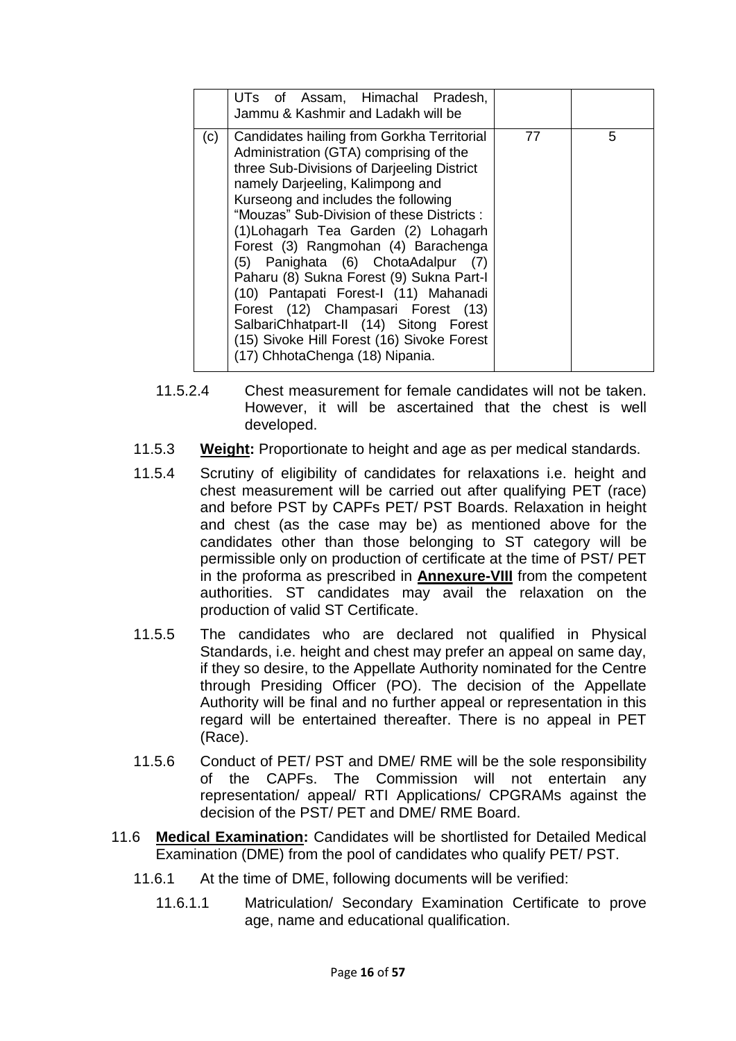| | UTs of Assam, Himachal Pradesh, Jammu & Kashmir and Ladakh will be | | |
|---|---|---|---|
| (c) | Candidates hailing from Gorkha Territorial Administration (GTA) comprising of the three Sub-Divisions of Darjeeling District namely Darjeeling, Kalimpong and Kurseong and includes the following "Mouzas" Sub-Division of these Districts : (1)Lohagarh Tea Garden (2) Lohagarh Forest (3) Rangmohan (4) Barachenga (5) Panighata (6) ChotaAdalpur (7) Paharu (8) Sukna Forest (9) Sukna Part-I (10) Pantapati Forest-I (11) Mahanadi Forest (12) Champasari Forest (13) SalbariChhatpart-II (14) Sitong Forest (15) Sivoke Hill Forest (16) Sivoke Forest (17) ChhotaChenga (18) Nipania. | 77 | 5 |

11.5.2.4 Chest measurement for female candidates will not be taken. However, it will be ascertained that the chest is well developed.

11.5.3 **Weight:** Proportionate to height and age as per medical standards.

11.5.4 Scrutiny of eligibility of candidates for relaxations i.e. height and chest measurement will be carried out after qualifying PET (race) and before PST by CAPFs PET/ PST Boards. Relaxation in height and chest (as the case may be) as mentioned above for the candidates other than those belonging to ST category will be permissible only on production of certificate at the time of PST/ PET in the proforma as prescribed in **Annexure-VIII** from the competent authorities. ST candidates may avail the relaxation on the production of valid ST Certificate.

11.5.5 The candidates who are declared not qualified in Physical Standards, i.e. height and chest may prefer an appeal on same day, if they so desire, to the Appellate Authority nominated for the Centre through Presiding Officer (PO). The decision of the Appellate Authority will be final and no further appeal or representation in this regard will be entertained thereafter. There is no appeal in PET (Race).

11.5.6 Conduct of PET/ PST and DME/ RME will be the sole responsibility of the CAPFs. The Commission will not entertain any representation/ appeal/ RTI Applications/ CPGRAMs against the decision of the PST/ PET and DME/ RME Board.

11.6 **Medical Examination:** Candidates will be shortlisted for Detailed Medical Examination (DME) from the pool of candidates who qualify PET/ PST.

11.6.1 At the time of DME, following documents will be verified:

11.6.1.1 Matriculation/ Secondary Examination Certificate to prove age, name and educational qualification.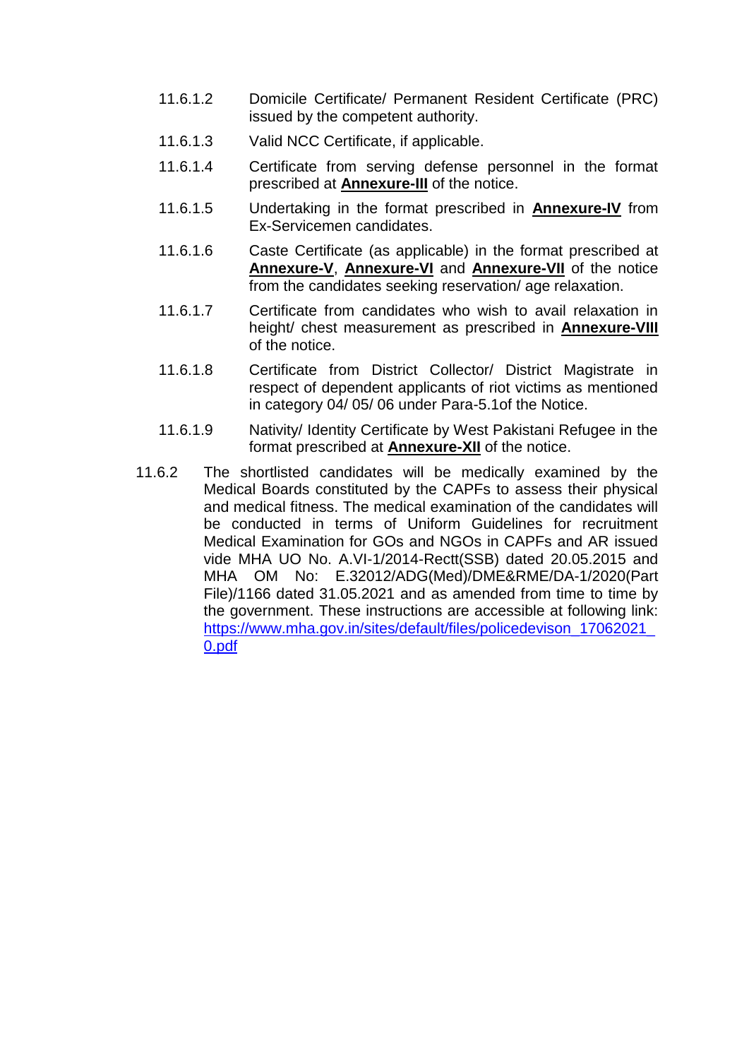11.6.1.2 Domicile Certificate/ Permanent Resident Certificate (PRC) issued by the competent authority.

11.6.1.3 Valid NCC Certificate, if applicable.

11.6.1.4 Certificate from serving defense personnel in the format prescribed at **Annexure-III** of the notice.

11.6.1.5 Undertaking in the format prescribed in **Annexure-IV** from Ex-Servicemen candidates.

11.6.1.6 Caste Certificate (as applicable) in the format prescribed at **Annexure-V**, **Annexure-VI** and **Annexure-VII** of the notice from the candidates seeking reservation/ age relaxation.

11.6.1.7 Certificate from candidates who wish to avail relaxation in height/ chest measurement as prescribed in **Annexure-VIII** of the notice.

11.6.1.8 Certificate from District Collector/ District Magistrate in respect of dependent applicants of riot victims as mentioned in category 04/ 05/ 06 under Para-5.1of the Notice.

11.6.1.9 Nativity/ Identity Certificate by West Pakistani Refugee in the format prescribed at **Annexure-XII** of the notice.

11.6.2 The shortlisted candidates will be medically examined by the Medical Boards constituted by the CAPFs to assess their physical and medical fitness. The medical examination of the candidates will be conducted in terms of Uniform Guidelines for recruitment Medical Examination for GOs and NGOs in CAPFs and AR issued vide MHA UO No. A.VI-1/2014-Rectt(SSB) dated 20.05.2015 and MHA OM No: E.32012/ADG(Med)/DME&RME/DA-1/2020(Part File)/1166 dated 31.05.2021 and as amended from time to time by the government. These instructions are accessible at following link: https://www.mha.gov.in/sites/default/files/policedevison_17062021_0.pdf